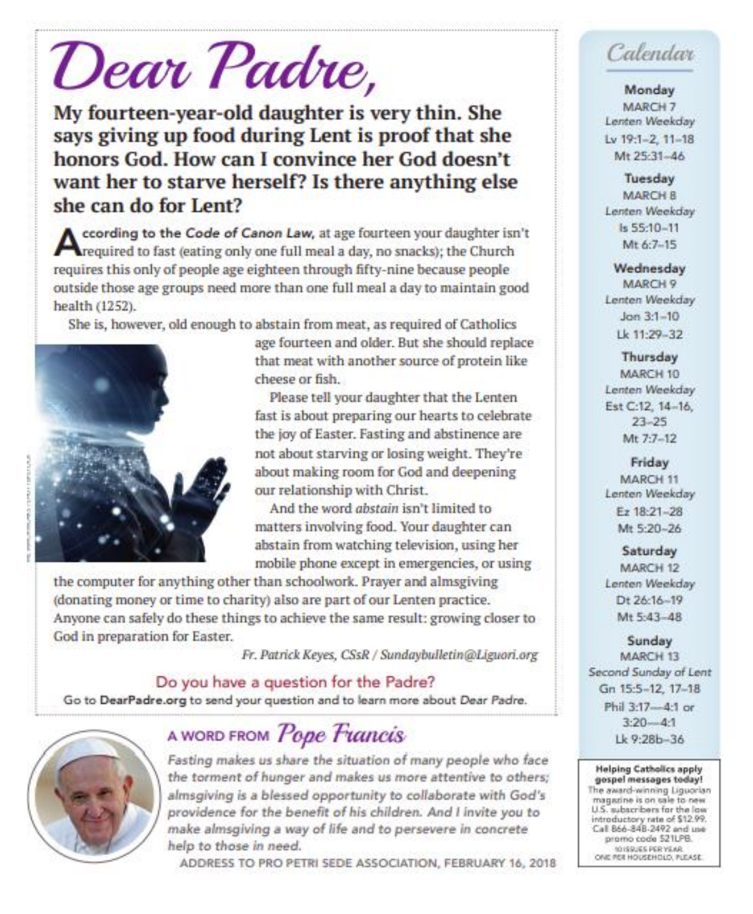# Dear Padre,

## My fourteen-year-old daughter is very thin. She says giving up food during Lent is proof that she honors God. How can I convince her God doesn't want her to starve herself? Is there anything else she can do for Lent?

According to the *Code of Canon Law*, at age fourteen your daughter isn't required to fast (eating only one full meal a day, no snacks); the Church requires this only of people age eighteen through fifty-nine because people outside those age groups need more than one full meal a day to maintain good health (1252).

She is, however, old enough to abstain from meat, as required of Catholics age fourteen and older. But she should replace that meat with another source of protein like cheese or fish.

Please tell your daughter that the Lenten fast is about preparing our hearts to celebrate the joy of Easter. Fasting and abstinence are not about starving or losing weight. They're about making room for God and deepening our relationship with Christ.

And the word *abstain* isn't limited to matters involving food. Your daughter can abstain from watching television, using her mobile phone except in emergencies, or using the computer for anything other than schoolwork. Prayer and almsgiving (donating money or time to charity) also are part of our Lenten practice. Anyone can safely do these things to achieve the same result: growing closer to God in preparation for Easter.

*Fr. Patrick Keyes, CSsR / Sundaybulletin@Liguori.org*

### Do you have a question for the Padre?

Go to **DearPadre.org** to send your question and to learn more about *Dear Padre*.

## A WORD FROM *Pope Francis*

*Fasting makes us share the situation of many people who face the torment of hunger and makes us more attentive to others; almsgiving is a blessed opportunity to collaborate with God's providence for the benefit of his children. And I invite you to make almsgiving a way of life and to persevere in concrete help to those in need.*

ADDRESS TO PRO PETRI SEDE ASSOCIATION, FEBRUARY 16, 2018

## *Calendar*

**Monday**
MARCH 7
*Lenten Weekday*
Lv 19:1–2, 11–18
Mt 25:31–46

**Tuesday**
MARCH 8
*Lenten Weekday*
Is 55:10–11
Mt 6:7–15

**Wednesday**
MARCH 9
*Lenten Weekday*
Jon 3:1–10
Lk 11:29–32

**Thursday**
MARCH 10
*Lenten Weekday*
Est C:12, 14–16, 23–25
Mt 7:7–12

**Friday**
MARCH 11
*Lenten Weekday*
Ez 18:21–28
Mt 5:20–26

**Saturday**
MARCH 12
*Lenten Weekday*
Dt 26:16–19
Mt 5:43–48

**Sunday**
MARCH 13
*Second Sunday of Lent*
Gn 15:5–12, 17–18
Phil 3:17—4:1 or 3:20—4:1
Lk 9:28b–36

**Helping Catholics apply gospel messages today!**
The award-winning Liguorian magazine is on sale to new U.S. subscribers for the low introductory rate of $12.99. Call 866-848-2492 and use promo code 521LPB.
10 ISSUES PER YEAR. ONE PER HOUSEHOLD, PLEASE.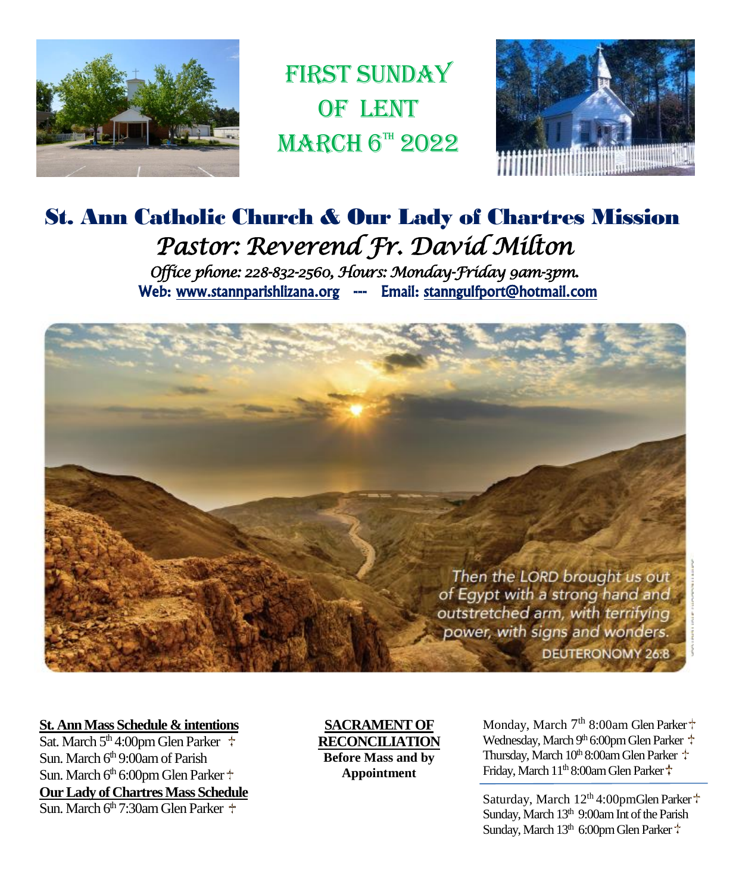# FIRST SUNDAY OF LENT MARCH 6TH 2022

## St. Ann Catholic Church & Our Lady of Chartres Mission

*Pastor: Reverend Fr. David Milton*

*Office phone: 228-832-2560, Hours: Monday-Friday 9am-3pm.*

**Web: www.stannparishlizana.org --- Email: stanngulfport@hotmail.com**

Then the LORD brought us out of Egypt with a strong hand and outstretched arm, with terrifying power, with signs and wonders.

DEUTERONOMY 26:8

**St. Ann Mass Schedule & intentions**

Sat. March 5th 4:00pm Glen Parker ✝

Sun. March 6th 9:00am of Parish

Sun. March 6th 6:00pm Glen Parker ✝

**Our Lady of Chartres Mass Schedule**

Sun. March 6th 7:30am Glen Parker ✝

**SACRAMENT OF RECONCILIATION**

**Before Mass and by Appointment**

Monday, March 7th 8:00am Glen Parker ✝

Wednesday, March 9th 6:00pm Glen Parker ✝

Thursday, March 10th 8:00am Glen Parker ✝

Friday, March 11th 8:00am Glen Parker ✝

Saturday, March 12th 4:00pmGlen Parker ✝

Sunday, March 13th 9:00am Int of the Parish

Sunday, March 13th 6:00pm Glen Parker ✝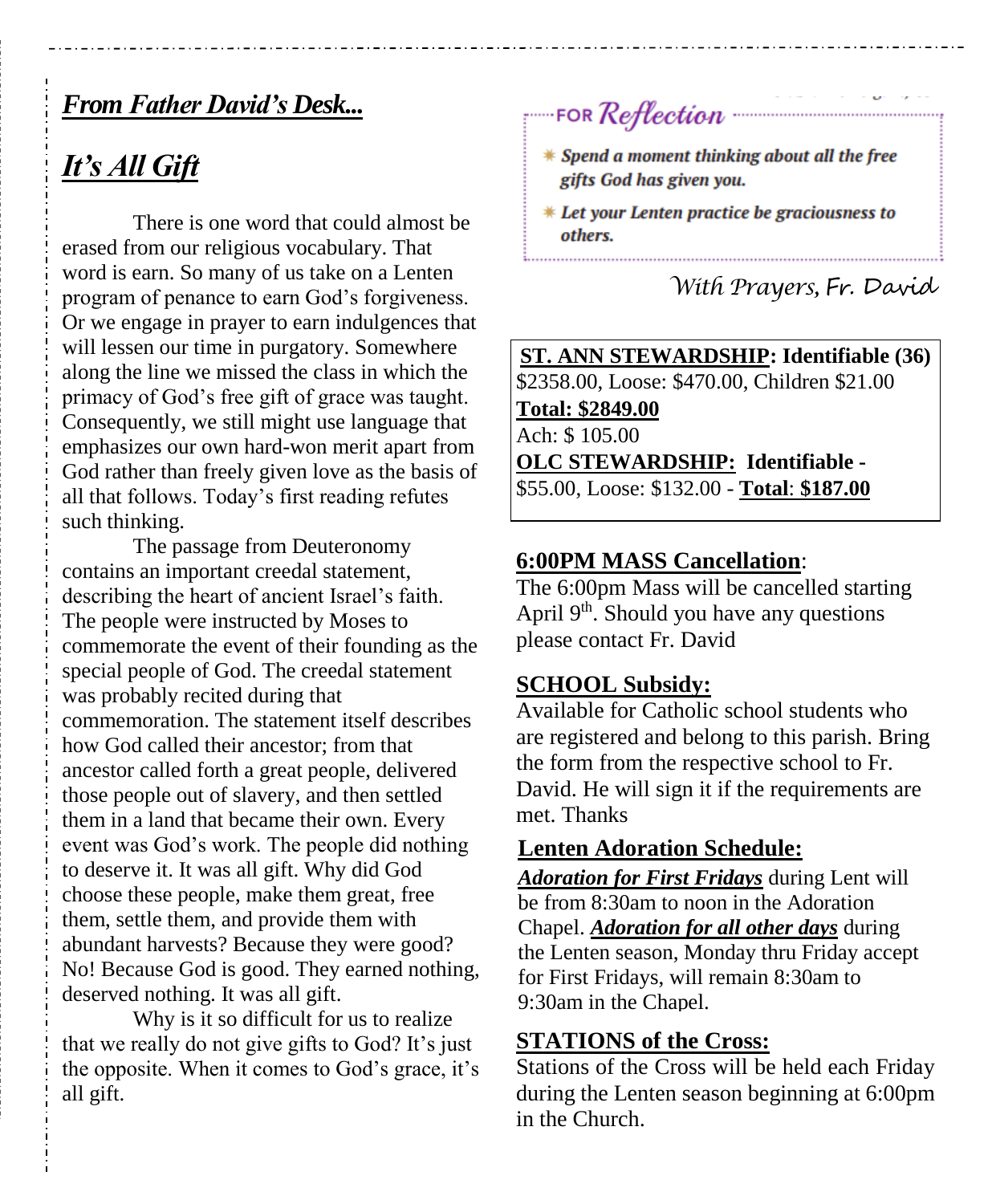## ***From Father David's Desk...***

## ***It's All Gift***

There is one word that could almost be erased from our religious vocabulary. That word is earn. So many of us take on a Lenten program of penance to earn God's forgiveness. Or we engage in prayer to earn indulgences that will lessen our time in purgatory. Somewhere along the line we missed the class in which the primacy of God's free gift of grace was taught. Consequently, we still might use language that emphasizes our own hard-won merit apart from God rather than freely given love as the basis of all that follows. Today's first reading refutes such thinking.

The passage from Deuteronomy contains an important creedal statement, describing the heart of ancient Israel's faith. The people were instructed by Moses to commemorate the event of their founding as the special people of God. The creedal statement was probably recited during that commemoration. The statement itself describes how God called their ancestor; from that ancestor called forth a great people, delivered those people out of slavery, and then settled them in a land that became their own. Every event was God's work. The people did nothing to deserve it. It was all gift. Why did God choose these people, make them great, free them, settle them, and provide them with abundant harvests? Because they were good? No! Because God is good. They earned nothing, deserved nothing. It was all gift.

Why is it so difficult for us to realize that we really do not give gifts to God? It's just the opposite. When it comes to God's grace, it's all gift.

**FOR *Reflection***

- ***Spend a moment thinking about all the free gifts God has given you.***
- ***Let your Lenten practice be graciousness to others.***

*With Prayers, Fr. David*

**ST. ANN STEWARDSHIP: Identifiable (36)** $2358.00, Loose: $470.00, Children $21.00
**Total: $2849.00**
Ach: $ 105.00
**OLC STEWARDSHIP: Identifiable -** $55.00, Loose: $132.00 - **Total: $187.00**

### 6:00PM MASS Cancellation:

The 6:00pm Mass will be cancelled starting April 9th. Should you have any questions please contact Fr. David

### SCHOOL Subsidy:

Available for Catholic school students who are registered and belong to this parish. Bring the form from the respective school to Fr. David. He will sign it if the requirements are met. Thanks

### Lenten Adoration Schedule:

***Adoration for First Fridays*** during Lent will be from 8:30am to noon in the Adoration Chapel. ***Adoration for all other days*** during the Lenten season, Monday thru Friday accept for First Fridays, will remain 8:30am to 9:30am in the Chapel.

### STATIONS of the Cross:

Stations of the Cross will be held each Friday during the Lenten season beginning at 6:00pm in the Church.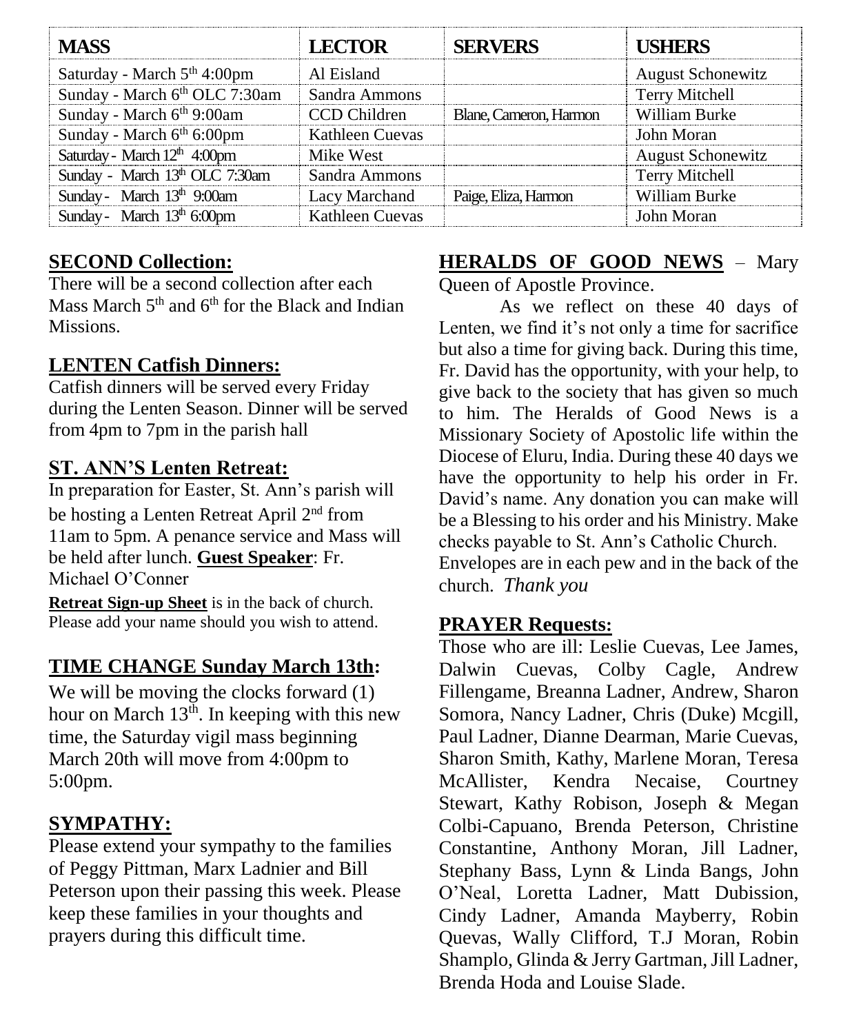| MASS | LECTOR | SERVERS | USHERS |
|---|---|---|---|
| Saturday - March 5th 4:00pm | Al Eisland | | August Schonewitz |
| Sunday - March 6th OLC 7:30am | Sandra Ammons | | Terry Mitchell |
| Sunday - March 6th 9:00am | CCD Children | Blane, Cameron, Harmon | William Burke |
| Sunday - March 6th 6:00pm | Kathleen Cuevas | | John Moran |
| Saturday - March 12th 4:00pm | Mike West | | August Schonewitz |
| Sunday - March 13th OLC 7:30am | Sandra Ammons | | Terry Mitchell |
| Sunday - March 13th 9:00am | Lacy Marchand | Paige, Eliza, Harmon | William Burke |
| Sunday - March 13th 6:00pm | Kathleen Cuevas | | John Moran |

## SECOND Collection:

There will be a second collection after each Mass March 5th and 6th for the Black and Indian Missions.

## LENTEN Catfish Dinners:

Catfish dinners will be served every Friday during the Lenten Season. Dinner will be served from 4pm to 7pm in the parish hall

## ST. ANN'S Lenten Retreat:

In preparation for Easter, St. Ann's parish will be hosting a Lenten Retreat April 2nd from 11am to 5pm. A penance service and Mass will be held after lunch. **Guest Speaker**: Fr. Michael O'Conner

**Retreat Sign-up Sheet** is in the back of church. Please add your name should you wish to attend.

## TIME CHANGE Sunday March 13th:

We will be moving the clocks forward (1) hour on March 13th. In keeping with this new time, the Saturday vigil mass beginning March 20th will move from 4:00pm to 5:00pm.

## SYMPATHY:

Please extend your sympathy to the families of Peggy Pittman, Marx Ladnier and Bill Peterson upon their passing this week. Please keep these families in your thoughts and prayers during this difficult time.

## HERALDS OF GOOD NEWS – Mary Queen of Apostle Province.

As we reflect on these 40 days of Lenten, we find it's not only a time for sacrifice but also a time for giving back. During this time, Fr. David has the opportunity, with your help, to give back to the society that has given so much to him. The Heralds of Good News is a Missionary Society of Apostolic life within the Diocese of Eluru, India. During these 40 days we have the opportunity to help his order in Fr. David's name. Any donation you can make will be a Blessing to his order and his Ministry. Make checks payable to St. Ann's Catholic Church. Envelopes are in each pew and in the back of the church. *Thank you*

## PRAYER Requests:

Those who are ill: Leslie Cuevas, Lee James, Dalwin Cuevas, Colby Cagle, Andrew Fillengame, Breanna Ladner, Andrew, Sharon Somora, Nancy Ladner, Chris (Duke) Mcgill, Paul Ladner, Dianne Dearman, Marie Cuevas, Sharon Smith, Kathy, Marlene Moran, Teresa McAllister, Kendra Necaise, Courtney Stewart, Kathy Robison, Joseph & Megan Colbi-Capuano, Brenda Peterson, Christine Constantine, Anthony Moran, Jill Ladner, Stephany Bass, Lynn & Linda Bangs, John O'Neal, Loretta Ladner, Matt Dubission, Cindy Ladner, Amanda Mayberry, Robin Quevas, Wally Clifford, T.J Moran, Robin Shamplo, Glinda & Jerry Gartman, Jill Ladner, Brenda Hoda and Louise Slade.